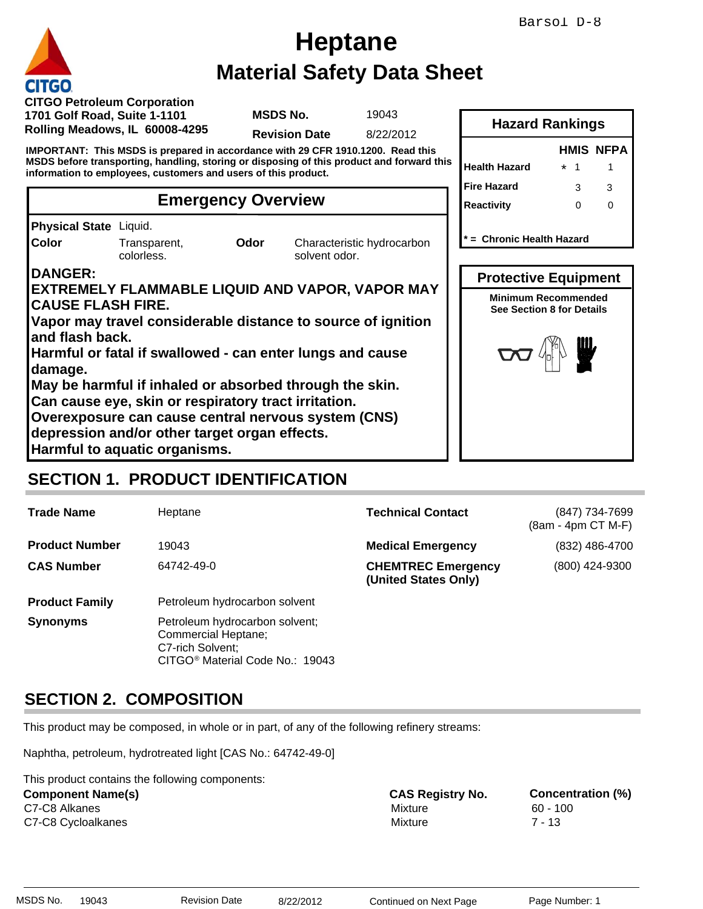Barsol D-8

# Heptane
## Material Safety Data Sheet

CITGO

**CITGO Petroleum Corporation**
**1701 Golf Road, Suite 1-1101**
**Rolling Meadows, IL 60008-4295**

**MSDS No.** 19043
**Revision Date** 8/22/2012

**IMPORTANT: This MSDS is prepared in accordance with 29 CFR 1910.1200. Read this MSDS before transporting, handling, storing or disposing of this product and forward this information to employees, customers and users of this product.**

| Hazard Rankings | HMIS | NFPA |
|---|---|---|
| Health Hazard | * 1 | 1 |
| Fire Hazard | 3 | 3 |
| Reactivity | 0 | 0 |

*** = Chronic Health Hazard**

## Emergency Overview

**Physical State** Liquid.
**Color** Transparent, colorless. **Odor** Characteristic hydrocarbon solvent odor.

**DANGER:**
**EXTREMELY FLAMMABLE LIQUID AND VAPOR, VAPOR MAY CAUSE FLASH FIRE.**
**Vapor may travel considerable distance to source of ignition and flash back.**
**Harmful or fatal if swallowed - can enter lungs and cause damage.**
**May be harmful if inhaled or absorbed through the skin.**
**Can cause eye, skin or respiratory tract irritation.**
**Overexposure can cause central nervous system (CNS) depression and/or other target organ effects.**
**Harmful to aquatic organisms.**

### Protective Equipment

**Minimum Recommended**
**See Section 8 for Details**

## SECTION 1. PRODUCT IDENTIFICATION

| | | | |
|---|---|---|---|
| **Trade Name** | Heptane | **Technical Contact** | (847) 734-7699 (8am - 4pm CT M-F) |
| **Product Number** | 19043 | **Medical Emergency** | (832) 486-4700 |
| **CAS Number** | 64742-49-0 | **CHEMTREC Emergency (United States Only)** | (800) 424-9300 |
| **Product Family** | Petroleum hydrocarbon solvent | | |
| **Synonyms** | Petroleum hydrocarbon solvent; Commercial Heptane; C7-rich Solvent; CITGO® Material Code No.: 19043 | | |

## SECTION 2. COMPOSITION

This product may be composed, in whole or in part, of any of the following refinery streams:

Naphtha, petroleum, hydrotreated light [CAS No.: 64742-49-0]

This product contains the following components:

| Component Name(s) | CAS Registry No. | Concentration (%) |
|---|---|---|
| C7-C8 Alkanes | Mixture | 60 - 100 |
| C7-C8 Cycloalkanes | Mixture | 7 - 13 |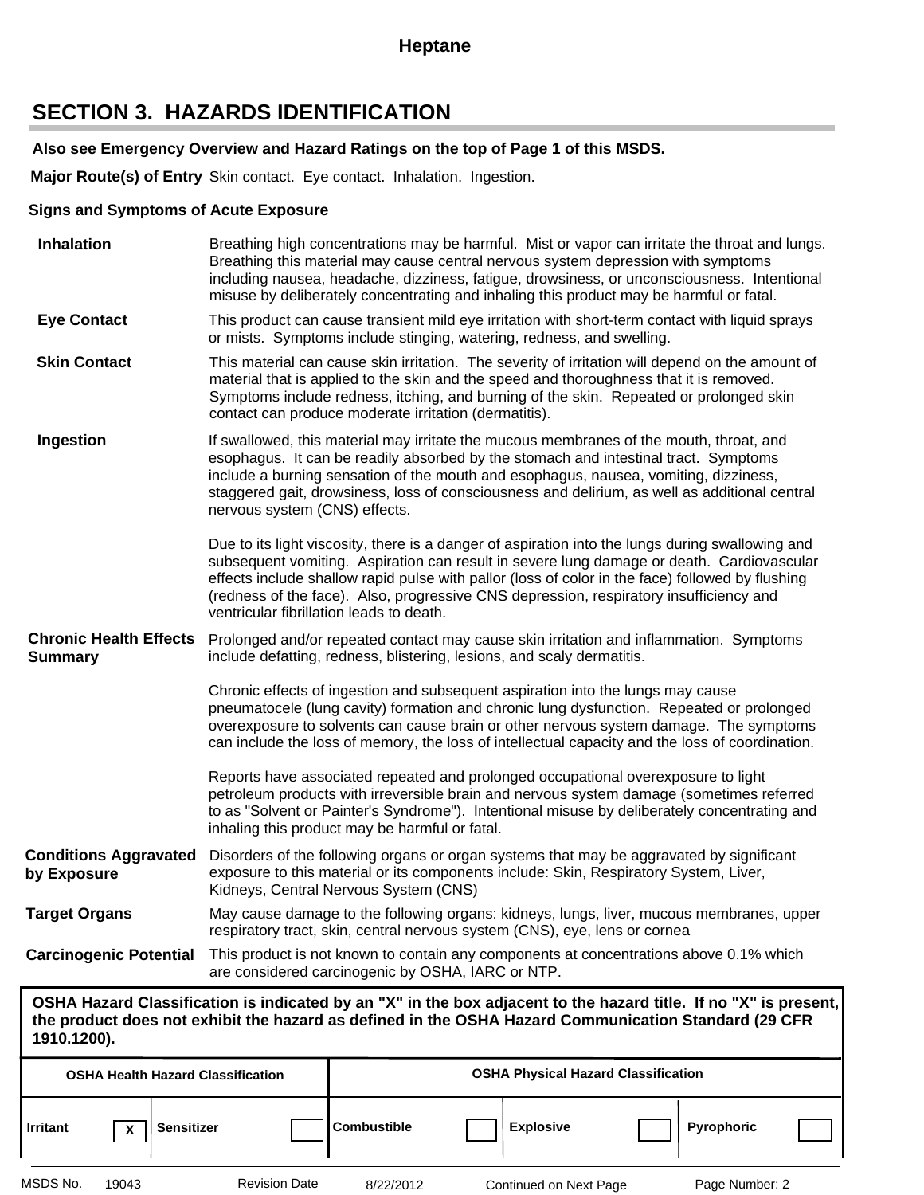## SECTION 3. HAZARDS IDENTIFICATION

**Also see Emergency Overview and Hazard Ratings on the top of Page 1 of this MSDS.**

**Major Route(s) of Entry** Skin contact. Eye contact. Inhalation. Ingestion.

**Signs and Symptoms of Acute Exposure**

**Inhalation**
Breathing high concentrations may be harmful. Mist or vapor can irritate the throat and lungs. Breathing this material may cause central nervous system depression with symptoms including nausea, headache, dizziness, fatigue, drowsiness, or unconsciousness. Intentional misuse by deliberately concentrating and inhaling this product may be harmful or fatal.

**Eye Contact**
This product can cause transient mild eye irritation with short-term contact with liquid sprays or mists. Symptoms include stinging, watering, redness, and swelling.

**Skin Contact**
This material can cause skin irritation. The severity of irritation will depend on the amount of material that is applied to the skin and the speed and thoroughness that it is removed. Symptoms include redness, itching, and burning of the skin. Repeated or prolonged skin contact can produce moderate irritation (dermatitis).

**Ingestion**
If swallowed, this material may irritate the mucous membranes of the mouth, throat, and esophagus. It can be readily absorbed by the stomach and intestinal tract. Symptoms include a burning sensation of the mouth and esophagus, nausea, vomiting, dizziness, staggered gait, drowsiness, loss of consciousness and delirium, as well as additional central nervous system (CNS) effects.

Due to its light viscosity, there is a danger of aspiration into the lungs during swallowing and subsequent vomiting. Aspiration can result in severe lung damage or death. Cardiovascular effects include shallow rapid pulse with pallor (loss of color in the face) followed by flushing (redness of the face). Also, progressive CNS depression, respiratory insufficiency and ventricular fibrillation leads to death.

**Chronic Health Effects Summary**
Prolonged and/or repeated contact may cause skin irritation and inflammation. Symptoms include defatting, redness, blistering, lesions, and scaly dermatitis.

Chronic effects of ingestion and subsequent aspiration into the lungs may cause pneumatocele (lung cavity) formation and chronic lung dysfunction. Repeated or prolonged overexposure to solvents can cause brain or other nervous system damage. The symptoms can include the loss of memory, the loss of intellectual capacity and the loss of coordination.

Reports have associated repeated and prolonged occupational overexposure to light petroleum products with irreversible brain and nervous system damage (sometimes referred to as "Solvent or Painter's Syndrome"). Intentional misuse by deliberately concentrating and inhaling this product may be harmful or fatal.

**Conditions Aggravated by Exposure**
Disorders of the following organs or organ systems that may be aggravated by significant exposure to this material or its components include: Skin, Respiratory System, Liver, Kidneys, Central Nervous System (CNS)

**Target Organs**
May cause damage to the following organs: kidneys, lungs, liver, mucous membranes, upper respiratory tract, skin, central nervous system (CNS), eye, lens or cornea

**Carcinogenic Potential**
This product is not known to contain any components at concentrations above 0.1% which are considered carcinogenic by OSHA, IARC or NTP.

**OSHA Hazard Classification is indicated by an "X" in the box adjacent to the hazard title. If no "X" is present, the product does not exhibit the hazard as defined in the OSHA Hazard Communication Standard (29 CFR 1910.1200).**

| OSHA Health Hazard Classification | | | | OSHA Physical Hazard Classification | | | | | |
|---|---|---|---|---|---|---|---|---|---|
| Irritant | X | Sensitizer | | Combustible | | Explosive | | Pyrophoric | |

MSDS No. 19043 Revision Date 8/22/2012 Continued on Next Page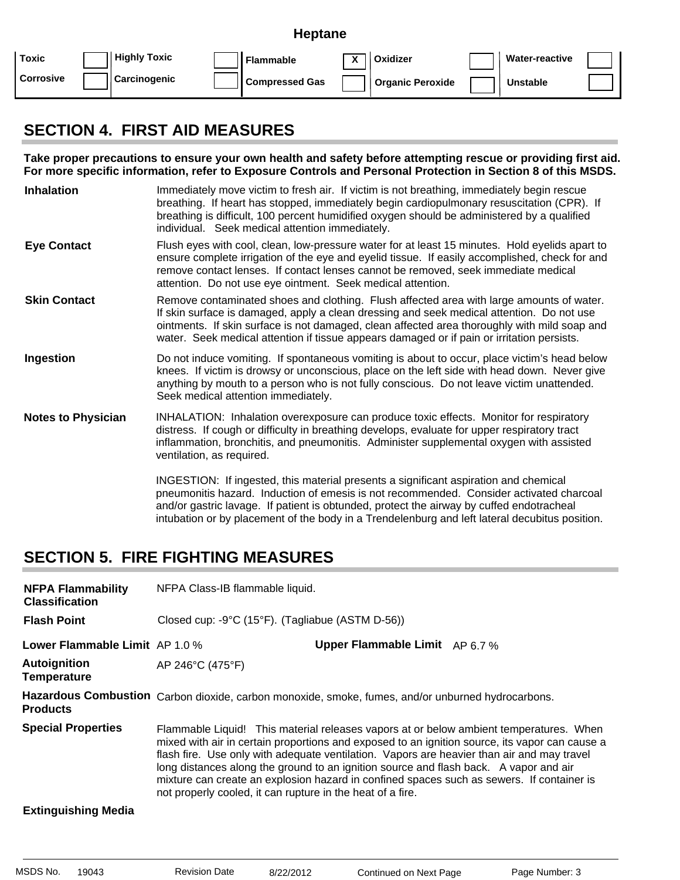**Heptane**

| Toxic | | Highly Toxic | | Flammable | X | Oxidizer | | Water-reactive | |
|---|---|---|---|---|---|---|---|---|---|
| Corrosive | | Carcinogenic | | Compressed Gas | | Organic Peroxide | | Unstable | |

## SECTION 4. FIRST AID MEASURES

**Take proper precautions to ensure your own health and safety before attempting rescue or providing first aid. For more specific information, refer to Exposure Controls and Personal Protection in Section 8 of this MSDS.**

**Inhalation**
Immediately move victim to fresh air. If victim is not breathing, immediately begin rescue breathing. If heart has stopped, immediately begin cardiopulmonary resuscitation (CPR). If breathing is difficult, 100 percent humidified oxygen should be administered by a qualified individual. Seek medical attention immediately.

**Eye Contact**
Flush eyes with cool, clean, low-pressure water for at least 15 minutes. Hold eyelids apart to ensure complete irrigation of the eye and eyelid tissue. If easily accomplished, check for and remove contact lenses. If contact lenses cannot be removed, seek immediate medical attention. Do not use eye ointment. Seek medical attention.

**Skin Contact**
Remove contaminated shoes and clothing. Flush affected area with large amounts of water. If skin surface is damaged, apply a clean dressing and seek medical attention. Do not use ointments. If skin surface is not damaged, clean affected area thoroughly with mild soap and water. Seek medical attention if tissue appears damaged or if pain or irritation persists.

**Ingestion**
Do not induce vomiting. If spontaneous vomiting is about to occur, place victim's head below knees. If victim is drowsy or unconscious, place on the left side with head down. Never give anything by mouth to a person who is not fully conscious. Do not leave victim unattended. Seek medical attention immediately.

**Notes to Physician**
INHALATION: Inhalation overexposure can produce toxic effects. Monitor for respiratory distress. If cough or difficulty in breathing develops, evaluate for upper respiratory tract inflammation, bronchitis, and pneumonitis. Administer supplemental oxygen with assisted ventilation, as required.

INGESTION: If ingested, this material presents a significant aspiration and chemical pneumonitis hazard. Induction of emesis is not recommended. Consider activated charcoal and/or gastric lavage. If patient is obtunded, protect the airway by cuffed endotracheal intubation or by placement of the body in a Trendelenburg and left lateral decubitus position.

## SECTION 5. FIRE FIGHTING MEASURES

**NFPA Flammability Classification**
NFPA Class-IB flammable liquid.

**Flash Point**
Closed cup: -9°C (15°F). (Tagliabue (ASTM D-56))

**Lower Flammable Limit** AP 1.0 %  **Upper Flammable Limit** AP 6.7 %

**Autoignition Temperature**
AP 246°C (475°F)

**Hazardous Combustion Products**
Carbon dioxide, carbon monoxide, smoke, fumes, and/or unburned hydrocarbons.

**Special Properties**
Flammable Liquid! This material releases vapors at or below ambient temperatures. When mixed with air in certain proportions and exposed to an ignition source, its vapor can cause a flash fire. Use only with adequate ventilation. Vapors are heavier than air and may travel long distances along the ground to an ignition source and flash back. A vapor and air mixture can create an explosion hazard in confined spaces such as sewers. If container is not properly cooled, it can rupture in the heat of a fire.

**Extinguishing Media**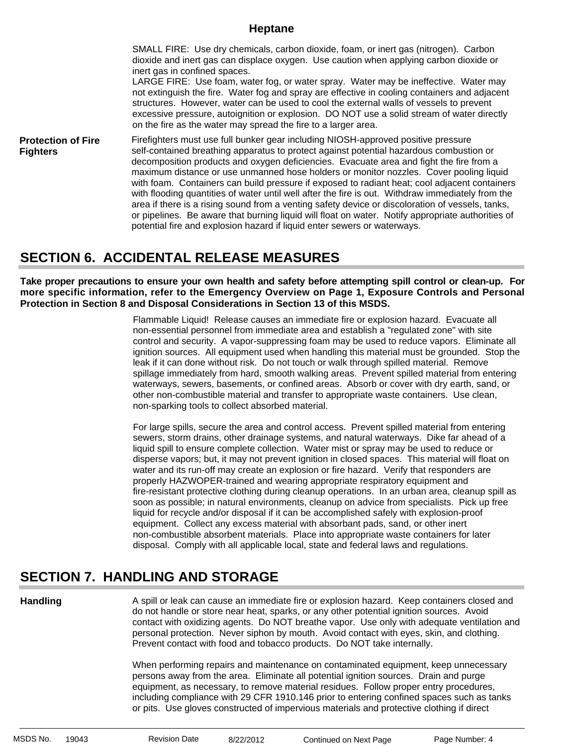SMALL FIRE: Use dry chemicals, carbon dioxide, foam, or inert gas (nitrogen). Carbon dioxide and inert gas can displace oxygen. Use caution when applying carbon dioxide or inert gas in confined spaces.
LARGE FIRE: Use foam, water fog, or water spray. Water may be ineffective. Water may not extinguish the fire. Water fog and spray are effective in cooling containers and adjacent structures. However, water can be used to cool the external walls of vessels to prevent excessive pressure, autoignition or explosion. DO NOT use a solid stream of water directly on the fire as the water may spread the fire to a larger area.

**Protection of Fire Fighters**

Firefighters must use full bunker gear including NIOSH-approved positive pressure self-contained breathing apparatus to protect against potential hazardous combustion or decomposition products and oxygen deficiencies. Evacuate area and fight the fire from a maximum distance or use unmanned hose holders or monitor nozzles. Cover pooling liquid with foam. Containers can build pressure if exposed to radiant heat; cool adjacent containers with flooding quantities of water until well after the fire is out. Withdraw immediately from the area if there is a rising sound from a venting safety device or discoloration of vessels, tanks, or pipelines. Be aware that burning liquid will float on water. Notify appropriate authorities of potential fire and explosion hazard if liquid enter sewers or waterways.

## SECTION 6. ACCIDENTAL RELEASE MEASURES

**Take proper precautions to ensure your own health and safety before attempting spill control or clean-up. For more specific information, refer to the Emergency Overview on Page 1, Exposure Controls and Personal Protection in Section 8 and Disposal Considerations in Section 13 of this MSDS.**

Flammable Liquid! Release causes an immediate fire or explosion hazard. Evacuate all non-essential personnel from immediate area and establish a "regulated zone" with site control and security. A vapor-suppressing foam may be used to reduce vapors. Eliminate all ignition sources. All equipment used when handling this material must be grounded. Stop the leak if it can done without risk. Do not touch or walk through spilled material. Remove spillage immediately from hard, smooth walking areas. Prevent spilled material from entering waterways, sewers, basements, or confined areas. Absorb or cover with dry earth, sand, or other non-combustible material and transfer to appropriate waste containers. Use clean, non-sparking tools to collect absorbed material.

For large spills, secure the area and control access. Prevent spilled material from entering sewers, storm drains, other drainage systems, and natural waterways. Dike far ahead of a liquid spill to ensure complete collection. Water mist or spray may be used to reduce or disperse vapors; but, it may not prevent ignition in closed spaces. This material will float on water and its run-off may create an explosion or fire hazard. Verify that responders are properly HAZWOPER-trained and wearing appropriate respiratory equipment and fire-resistant protective clothing during cleanup operations. In an urban area, cleanup spill as soon as possible; in natural environments, cleanup on advice from specialists. Pick up free liquid for recycle and/or disposal if it can be accomplished safely with explosion-proof equipment. Collect any excess material with absorbant pads, sand, or other inert non-combustible absorbent materials. Place into appropriate waste containers for later disposal. Comply with all applicable local, state and federal laws and regulations.

## SECTION 7. HANDLING AND STORAGE

**Handling**

A spill or leak can cause an immediate fire or explosion hazard. Keep containers closed and do not handle or store near heat, sparks, or any other potential ignition sources. Avoid contact with oxidizing agents. Do NOT breathe vapor. Use only with adequate ventilation and personal protection. Never siphon by mouth. Avoid contact with eyes, skin, and clothing. Prevent contact with food and tobacco products. Do NOT take internally.

When performing repairs and maintenance on contaminated equipment, keep unnecessary persons away from the area. Eliminate all potential ignition sources. Drain and purge equipment, as necessary, to remove material residues. Follow proper entry procedures, including compliance with 29 CFR 1910.146 prior to entering confined spaces such as tanks or pits. Use gloves constructed of impervious materials and protective clothing if direct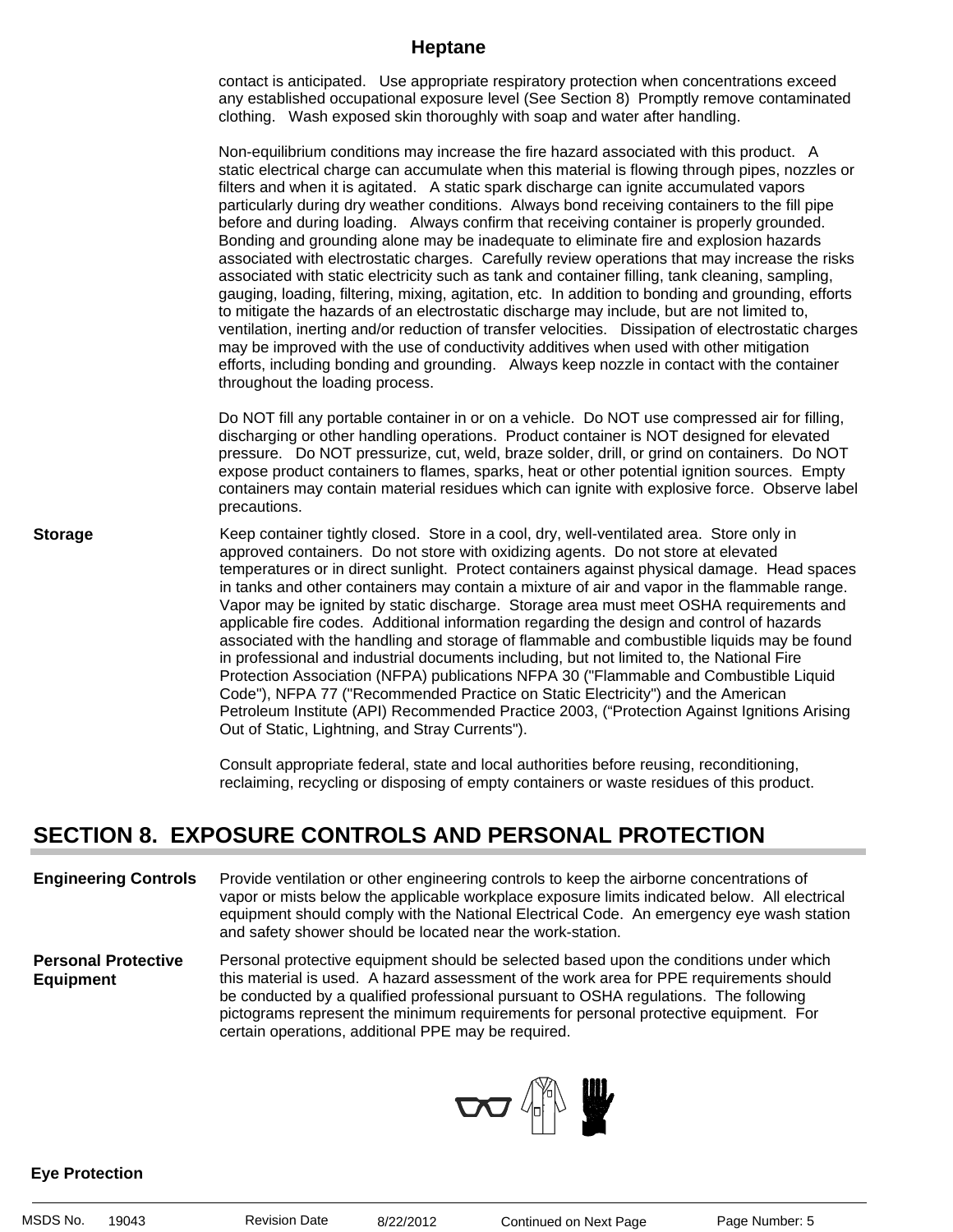contact is anticipated. Use appropriate respiratory protection when concentrations exceed any established occupational exposure level (See Section 8) Promptly remove contaminated clothing. Wash exposed skin thoroughly with soap and water after handling.

Non-equilibrium conditions may increase the fire hazard associated with this product. A static electrical charge can accumulate when this material is flowing through pipes, nozzles or filters and when it is agitated. A static spark discharge can ignite accumulated vapors particularly during dry weather conditions. Always bond receiving containers to the fill pipe before and during loading. Always confirm that receiving container is properly grounded. Bonding and grounding alone may be inadequate to eliminate fire and explosion hazards associated with electrostatic charges. Carefully review operations that may increase the risks associated with static electricity such as tank and container filling, tank cleaning, sampling, gauging, loading, filtering, mixing, agitation, etc. In addition to bonding and grounding, efforts to mitigate the hazards of an electrostatic discharge may include, but are not limited to, ventilation, inerting and/or reduction of transfer velocities. Dissipation of electrostatic charges may be improved with the use of conductivity additives when used with other mitigation efforts, including bonding and grounding. Always keep nozzle in contact with the container throughout the loading process.

Do NOT fill any portable container in or on a vehicle. Do NOT use compressed air for filling, discharging or other handling operations. Product container is NOT designed for elevated pressure. Do NOT pressurize, cut, weld, braze solder, drill, or grind on containers. Do NOT expose product containers to flames, sparks, heat or other potential ignition sources. Empty containers may contain material residues which can ignite with explosive force. Observe label precautions.

**Storage**

Keep container tightly closed. Store in a cool, dry, well-ventilated area. Store only in approved containers. Do not store with oxidizing agents. Do not store at elevated temperatures or in direct sunlight. Protect containers against physical damage. Head spaces in tanks and other containers may contain a mixture of air and vapor in the flammable range. Vapor may be ignited by static discharge. Storage area must meet OSHA requirements and applicable fire codes. Additional information regarding the design and control of hazards associated with the handling and storage of flammable and combustible liquids may be found in professional and industrial documents including, but not limited to, the National Fire Protection Association (NFPA) publications NFPA 30 ("Flammable and Combustible Liquid Code"), NFPA 77 ("Recommended Practice on Static Electricity") and the American Petroleum Institute (API) Recommended Practice 2003, ("Protection Against Ignitions Arising Out of Static, Lightning, and Stray Currents").

Consult appropriate federal, state and local authorities before reusing, reconditioning, reclaiming, recycling or disposing of empty containers or waste residues of this product.

## SECTION 8. EXPOSURE CONTROLS AND PERSONAL PROTECTION

**Engineering Controls**

Provide ventilation or other engineering controls to keep the airborne concentrations of vapor or mists below the applicable workplace exposure limits indicated below. All electrical equipment should comply with the National Electrical Code. An emergency eye wash station and safety shower should be located near the work-station.

**Personal Protective Equipment**

Personal protective equipment should be selected based upon the conditions under which this material is used. A hazard assessment of the work area for PPE requirements should be conducted by a qualified professional pursuant to OSHA regulations. The following pictograms represent the minimum requirements for personal protective equipment. For certain operations, additional PPE may be required.

**Eye Protection**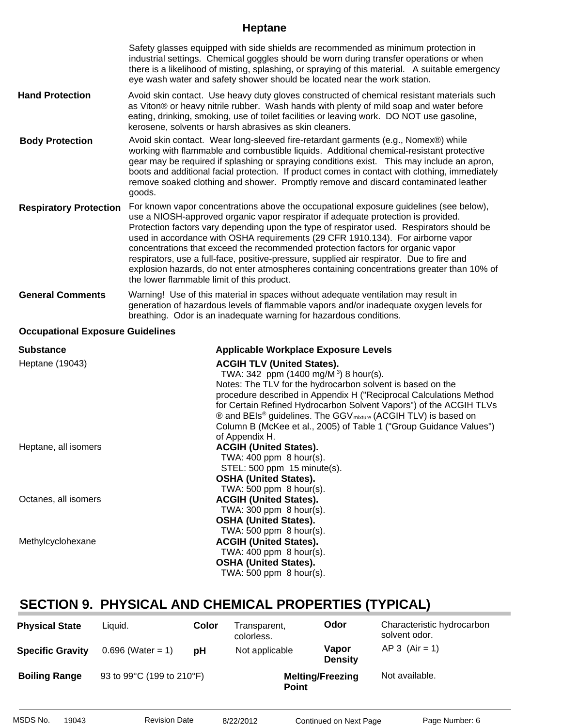Safety glasses equipped with side shields are recommended as minimum protection in industrial settings. Chemical goggles should be worn during transfer operations or when there is a likelihood of misting, splashing, or spraying of this material. A suitable emergency eye wash water and safety shower should be located near the work station.

**Hand Protection** Avoid skin contact. Use heavy duty gloves constructed of chemical resistant materials such as Viton® or heavy nitrile rubber. Wash hands with plenty of mild soap and water before eating, drinking, smoking, use of toilet facilities or leaving work. DO NOT use gasoline, kerosene, solvents or harsh abrasives as skin cleaners.

**Body Protection** Avoid skin contact. Wear long-sleeved fire-retardant garments (e.g., Nomex®) while working with flammable and combustible liquids. Additional chemical-resistant protective gear may be required if splashing or spraying conditions exist. This may include an apron, boots and additional facial protection. If product comes in contact with clothing, immediately remove soaked clothing and shower. Promptly remove and discard contaminated leather goods.

**Respiratory Protection** For known vapor concentrations above the occupational exposure guidelines (see below), use a NIOSH-approved organic vapor respirator if adequate protection is provided. Protection factors vary depending upon the type of respirator used. Respirators should be used in accordance with OSHA requirements (29 CFR 1910.134). For airborne vapor concentrations that exceed the recommended protection factors for organic vapor respirators, use a full-face, positive-pressure, supplied air respirator. Due to fire and explosion hazards, do not enter atmospheres containing concentrations greater than 10% of the lower flammable limit of this product.

**General Comments** Warning! Use of this material in spaces without adequate ventilation may result in generation of hazardous levels of flammable vapors and/or inadequate oxygen levels for breathing. Odor is an inadequate warning for hazardous conditions.

**Occupational Exposure Guidelines**

| Substance | Applicable Workplace Exposure Levels |
|---|---|
| Heptane (19043) | **ACGIH TLV (United States).**<br>TWA: 342 ppm (1400 mg/M $^3$) 8 hour(s).<br>Notes: The TLV for the hydrocarbon solvent is based on the procedure described in Appendix H ("Reciprocal Calculations Method for Certain Refined Hydrocarbon Solvent Vapors") of the ACGIH TLVs® and BEIs® guidelines. The $GGV_{mixture}$ (ACGIH TLV) is based on Column B (McKee et al., 2005) of Table 1 ("Group Guidance Values") of Appendix H. |
| Heptane, all isomers | **ACGIH (United States).**<br>TWA: 400 ppm 8 hour(s).<br>STEL: 500 ppm 15 minute(s).<br>**OSHA (United States).**<br>TWA: 500 ppm 8 hour(s). |
| Octanes, all isomers | **ACGIH (United States).**<br>TWA: 300 ppm 8 hour(s).<br>**OSHA (United States).**<br>TWA: 500 ppm 8 hour(s). |
| Methylcyclohexane | **ACGIH (United States).**<br>TWA: 400 ppm 8 hour(s).<br>**OSHA (United States).**<br>TWA: 500 ppm 8 hour(s). |

## SECTION 9. PHYSICAL AND CHEMICAL PROPERTIES (TYPICAL)

| | | | | | |
|---|---|---|---|---|---|
| **Physical State** | Liquid. | **Color** | Transparent, colorless. | **Odor** | Characteristic hydrocarbon solvent odor. |
| **Specific Gravity** | 0.696 (Water = 1) | **pH** | Not applicable | **Vapor Density** | AP 3 (Air = 1) |
| **Boiling Range** | 93 to 99°C (199 to 210°F) | | | **Melting/Freezing Point** | Not available. |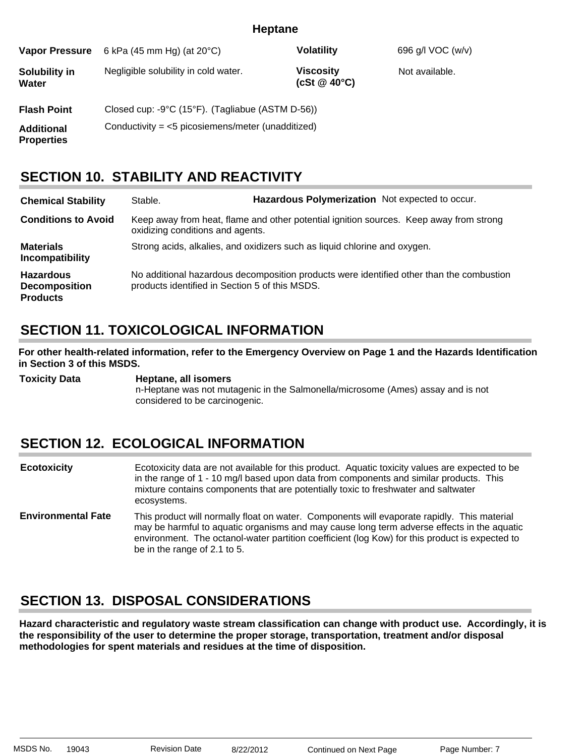**Heptane**

| | | | |
|---|---|---|---|
| **Vapor Pressure** | 6 kPa (45 mm Hg) (at 20°C) | **Volatility** | 696 g/l VOC (w/v) |
| **Solubility in Water** | Negligible solubility in cold water. | **Viscosity (cSt @ 40°C)** | Not available. |
| **Flash Point** | Closed cup: -9°C (15°F). (Tagliabue (ASTM D-56)) | | |
| **Additional Properties** | Conductivity = <5 picosiemens/meter (unadditized) | | |

## SECTION 10. STABILITY AND REACTIVITY

| | | | |
|---|---|---|---|
| **Chemical Stability** | Stable. | **Hazardous Polymerization** | Not expected to occur. |
| **Conditions to Avoid** | Keep away from heat, flame and other potential ignition sources. Keep away from strong oxidizing conditions and agents. | | |
| **Materials Incompatibility** | Strong acids, alkalies, and oxidizers such as liquid chlorine and oxygen. | | |
| **Hazardous Decomposition Products** | No additional hazardous decomposition products were identified other than the combustion products identified in Section 5 of this MSDS. | | |

## SECTION 11. TOXICOLOGICAL INFORMATION

**For other health-related information, refer to the Emergency Overview on Page 1 and the Hazards Identification in Section 3 of this MSDS.**

**Toxicity Data**

**Heptane, all isomers**
n-Heptane was not mutagenic in the Salmonella/microsome (Ames) assay and is not considered to be carcinogenic.

## SECTION 12. ECOLOGICAL INFORMATION

**Ecotoxicity**

Ecotoxicity data are not available for this product. Aquatic toxicity values are expected to be in the range of 1 - 10 mg/l based upon data from components and similar products. This mixture contains components that are potentially toxic to freshwater and saltwater ecosystems.

**Environmental Fate**

This product will normally float on water. Components will evaporate rapidly. This material may be harmful to aquatic organisms and may cause long term adverse effects in the aquatic environment. The octanol-water partition coefficient (log Kow) for this product is expected to be in the range of 2.1 to 5.

## SECTION 13. DISPOSAL CONSIDERATIONS

**Hazard characteristic and regulatory waste stream classification can change with product use. Accordingly, it is the responsibility of the user to determine the proper storage, transportation, treatment and/or disposal methodologies for spent materials and residues at the time of disposition.**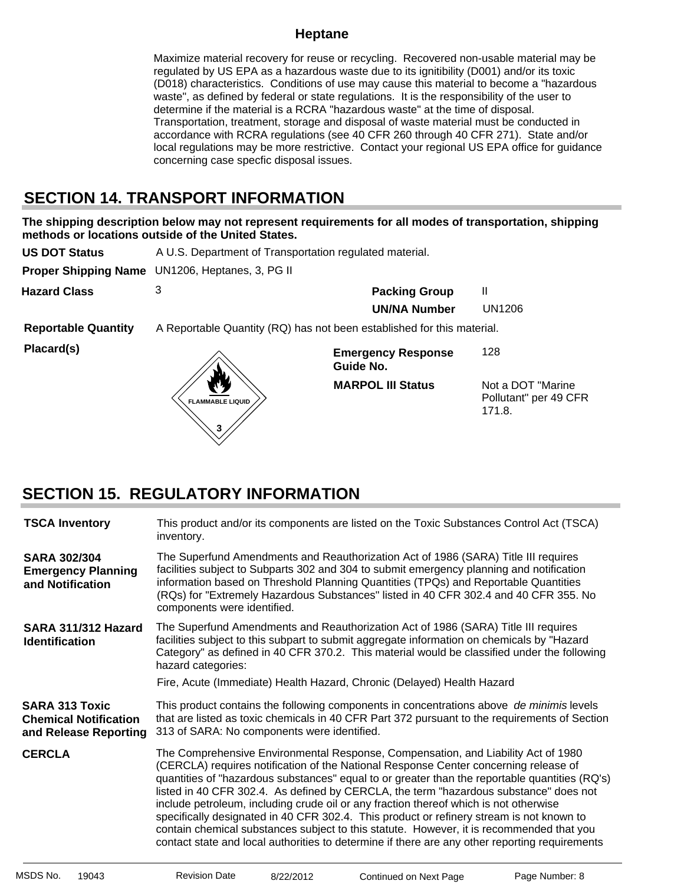Maximize material recovery for reuse or recycling. Recovered non-usable material may be regulated by US EPA as a hazardous waste due to its ignitibility (D001) and/or its toxic (D018) characteristics. Conditions of use may cause this material to become a "hazardous waste", as defined by federal or state regulations. It is the responsibility of the user to determine if the material is a RCRA "hazardous waste" at the time of disposal. Transportation, treatment, storage and disposal of waste material must be conducted in accordance with RCRA regulations (see 40 CFR 260 through 40 CFR 271). State and/or local regulations may be more restrictive. Contact your regional US EPA office for guidance concerning case specfic disposal issues.

## SECTION 14. TRANSPORT INFORMATION

**The shipping description below may not represent requirements for all modes of transportation, shipping methods or locations outside of the United States.**

**US DOT Status** A U.S. Department of Transportation regulated material.

**Proper Shipping Name** UN1206, Heptanes, 3, PG II

**Hazard Class** 3

**Packing Group** II

**UN/NA Number** UN1206

**Reportable Quantity** A Reportable Quantity (RQ) has not been established for this material.

**Placard(s)** FLAMMABLE LIQUID 3

**Emergency Response Guide No.** 128

**MARPOL III Status** Not a DOT "Marine Pollutant" per 49 CFR 171.8.

## SECTION 15. REGULATORY INFORMATION

**TSCA Inventory** This product and/or its components are listed on the Toxic Substances Control Act (TSCA) inventory.

**SARA 302/304 Emergency Planning and Notification** The Superfund Amendments and Reauthorization Act of 1986 (SARA) Title III requires facilities subject to Subparts 302 and 304 to submit emergency planning and notification information based on Threshold Planning Quantities (TPQs) and Reportable Quantities (RQs) for "Extremely Hazardous Substances" listed in 40 CFR 302.4 and 40 CFR 355. No components were identified.

**SARA 311/312 Hazard Identification** The Superfund Amendments and Reauthorization Act of 1986 (SARA) Title III requires facilities subject to this subpart to submit aggregate information on chemicals by "Hazard Category" as defined in 40 CFR 370.2. This material would be classified under the following hazard categories:

Fire, Acute (Immediate) Health Hazard, Chronic (Delayed) Health Hazard

**SARA 313 Toxic Chemical Notification and Release Reporting** This product contains the following components in concentrations above *de minimis* levels that are listed as toxic chemicals in 40 CFR Part 372 pursuant to the requirements of Section 313 of SARA: No components were identified.

**CERCLA** The Comprehensive Environmental Response, Compensation, and Liability Act of 1980 (CERCLA) requires notification of the National Response Center concerning release of quantities of "hazardous substances" equal to or greater than the reportable quantities (RQ's) listed in 40 CFR 302.4. As defined by CERCLA, the term "hazardous substance" does not include petroleum, including crude oil or any fraction thereof which is not otherwise specifically designated in 40 CFR 302.4. This product or refinery stream is not known to contain chemical substances subject to this statute. However, it is recommended that you contact state and local authorities to determine if there are any other reporting requirements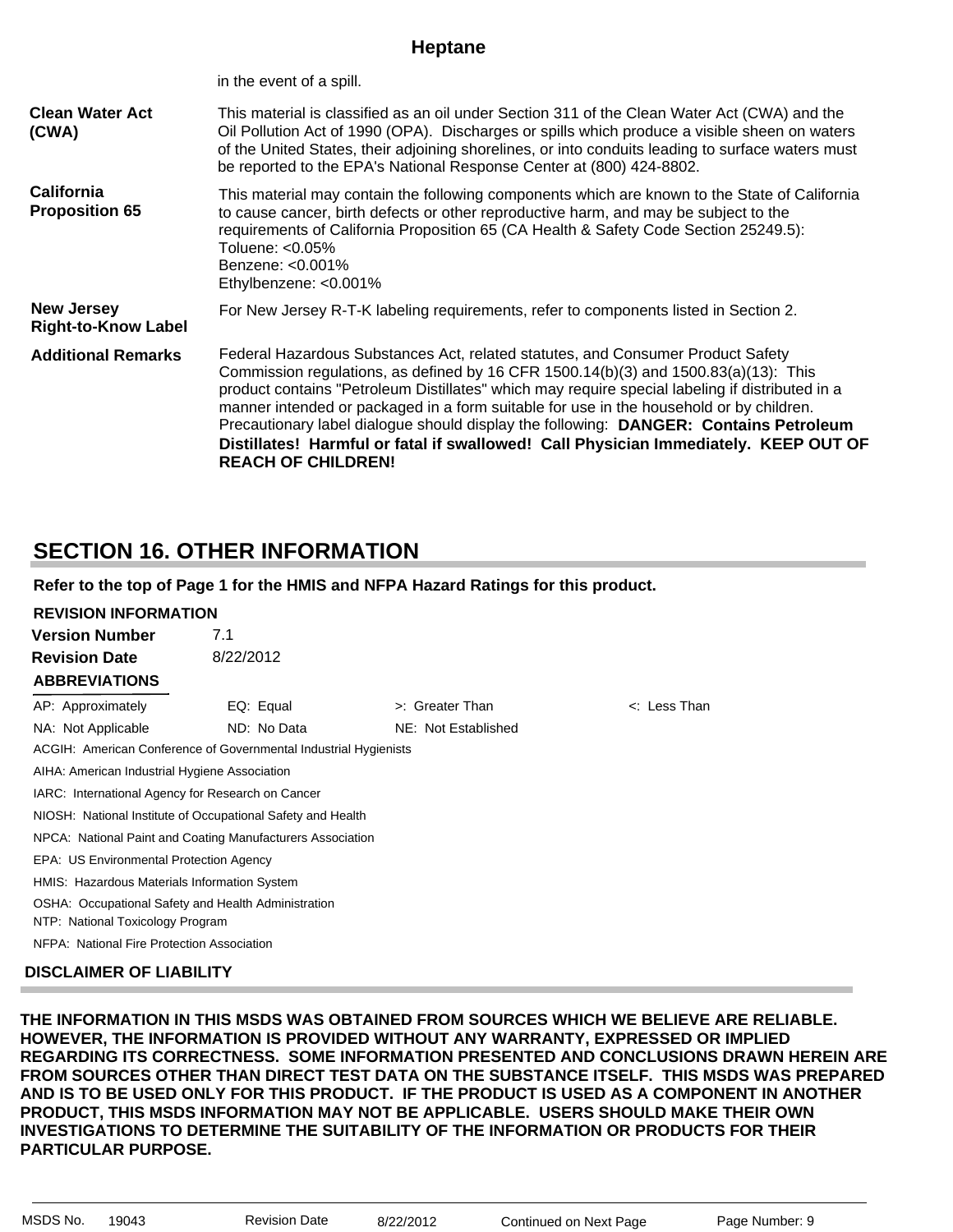in the event of a spill.

| | |
|---|---|
| **Clean Water Act (CWA)** | This material is classified as an oil under Section 311 of the Clean Water Act (CWA) and the Oil Pollution Act of 1990 (OPA). Discharges or spills which produce a visible sheen on waters of the United States, their adjoining shorelines, or into conduits leading to surface waters must be reported to the EPA's National Response Center at (800) 424-8802. |
| **California Proposition 65** | This material may contain the following components which are known to the State of California to cause cancer, birth defects or other reproductive harm, and may be subject to the requirements of California Proposition 65 (CA Health & Safety Code Section 25249.5):<br>Toluene: <0.05%<br>Benzene: <0.001%<br>Ethylbenzene: <0.001% |
| **New Jersey Right-to-Know Label** | For New Jersey R-T-K labeling requirements, refer to components listed in Section 2. |
| **Additional Remarks** | Federal Hazardous Substances Act, related statutes, and Consumer Product Safety Commission regulations, as defined by 16 CFR 1500.14(b)(3) and 1500.83(a)(13): This product contains "Petroleum Distillates" which may require special labeling if distributed in a manner intended or packaged in a form suitable for use in the household or by children. Precautionary label dialogue should display the following: **DANGER: Contains Petroleum Distillates! Harmful or fatal if swallowed! Call Physician Immediately. KEEP OUT OF REACH OF CHILDREN!** |

## SECTION 16. OTHER INFORMATION

**Refer to the top of Page 1 for the HMIS and NFPA Hazard Ratings for this product.**

**REVISION INFORMATION**

**Version Number** 7.1

**Revision Date** 8/22/2012

**ABBREVIATIONS**

| | | | |
|---|---|---|---|
| AP: Approximately | EQ: Equal | >: Greater Than | <: Less Than |
| NA: Not Applicable | ND: No Data | NE: Not Established | |

ACGIH: American Conference of Governmental Industrial Hygienists

AIHA: American Industrial Hygiene Association

IARC: International Agency for Research on Cancer

NIOSH: National Institute of Occupational Safety and Health

NPCA: National Paint and Coating Manufacturers Association

EPA: US Environmental Protection Agency

HMIS: Hazardous Materials Information System

OSHA: Occupational Safety and Health Administration

NTP: National Toxicology Program

NFPA: National Fire Protection Association

**DISCLAIMER OF LIABILITY**

**THE INFORMATION IN THIS MSDS WAS OBTAINED FROM SOURCES WHICH WE BELIEVE ARE RELIABLE. HOWEVER, THE INFORMATION IS PROVIDED WITHOUT ANY WARRANTY, EXPRESSED OR IMPLIED REGARDING ITS CORRECTNESS. SOME INFORMATION PRESENTED AND CONCLUSIONS DRAWN HEREIN ARE FROM SOURCES OTHER THAN DIRECT TEST DATA ON THE SUBSTANCE ITSELF. THIS MSDS WAS PREPARED AND IS TO BE USED ONLY FOR THIS PRODUCT. IF THE PRODUCT IS USED AS A COMPONENT IN ANOTHER PRODUCT, THIS MSDS INFORMATION MAY NOT BE APPLICABLE. USERS SHOULD MAKE THEIR OWN INVESTIGATIONS TO DETERMINE THE SUITABILITY OF THE INFORMATION OR PRODUCTS FOR THEIR PARTICULAR PURPOSE.**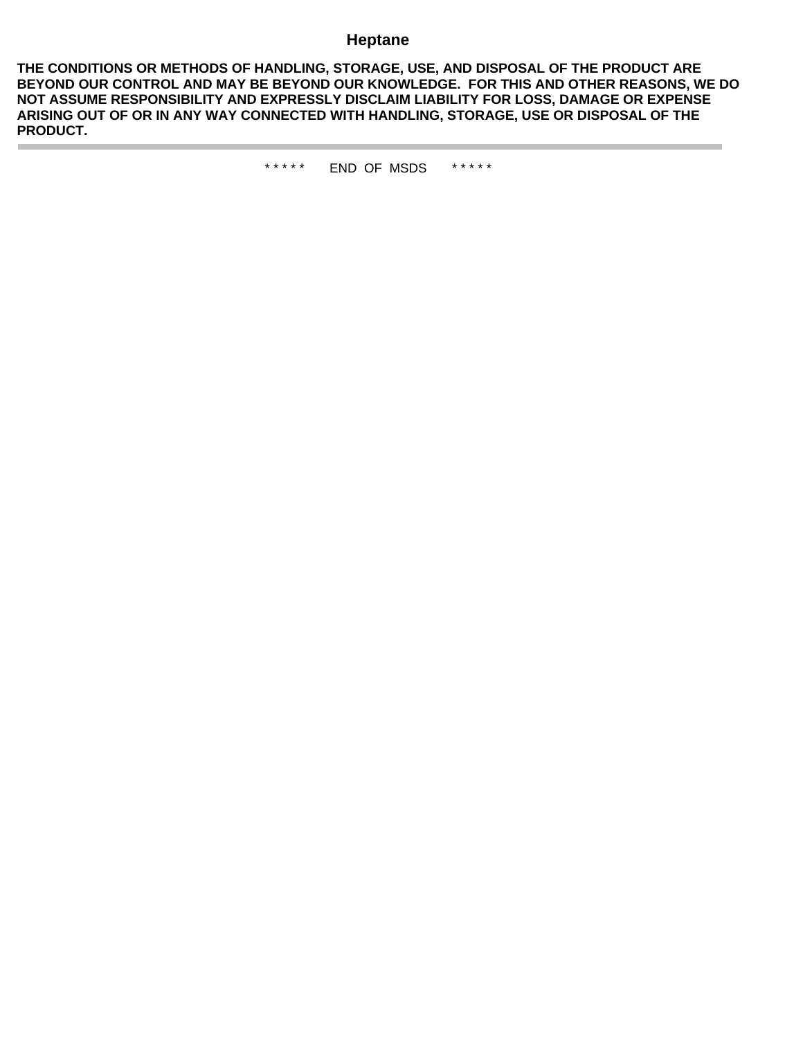**THE CONDITIONS OR METHODS OF HANDLING, STORAGE, USE, AND DISPOSAL OF THE PRODUCT ARE BEYOND OUR CONTROL AND MAY BE BEYOND OUR KNOWLEDGE. FOR THIS AND OTHER REASONS, WE DO NOT ASSUME RESPONSIBILITY AND EXPRESSLY DISCLAIM LIABILITY FOR LOSS, DAMAGE OR EXPENSE ARISING OUT OF OR IN ANY WAY CONNECTED WITH HANDLING, STORAGE, USE OR DISPOSAL OF THE PRODUCT.**

---

***** END OF MSDS *****